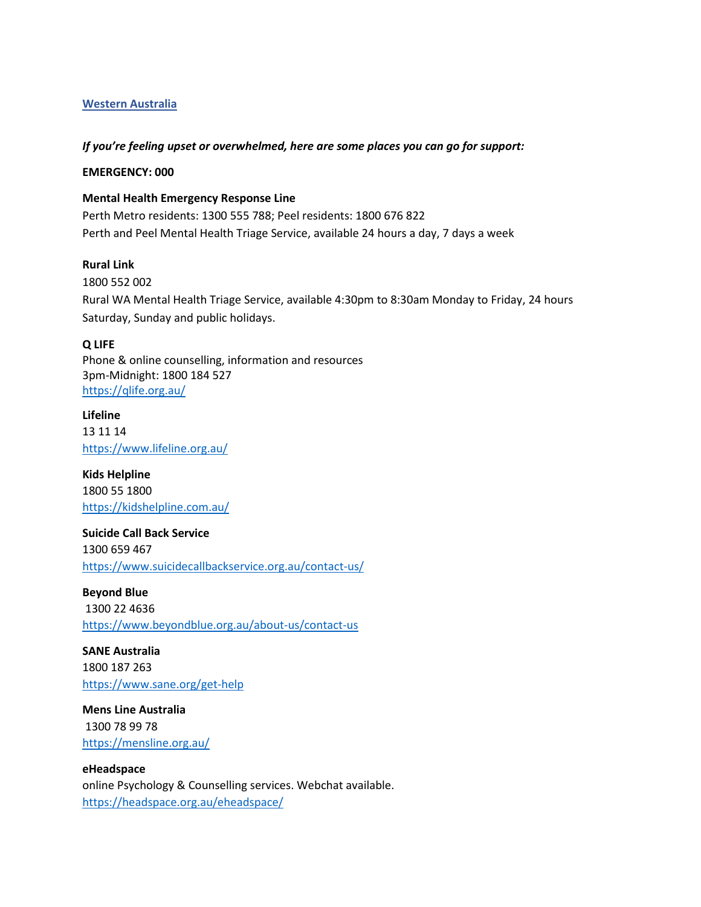## [Western Australia]()

***If you're feeling upset or overwhelmed, here are some places you can go for support:***

**EMERGENCY: 000**

**Mental Health Emergency Response Line**
Perth Metro residents: 1300 555 788; Peel residents: 1800 676 822
Perth and Peel Mental Health Triage Service, available 24 hours a day, 7 days a week

**Rural Link**
1800 552 002
Rural WA Mental Health Triage Service, available 4:30pm to 8:30am Monday to Friday, 24 hours Saturday, Sunday and public holidays.

**Q LIFE**
Phone & online counselling, information and resources
3pm-Midnight: 1800 184 527
[https://qlife.org.au/](https://qlife.org.au/)

**Lifeline**
13 11 14
[https://www.lifeline.org.au/](https://www.lifeline.org.au/)

**Kids Helpline**
1800 55 1800
[https://kidshelpline.com.au/](https://kidshelpline.com.au/)

**Suicide Call Back Service**
1300 659 467
[https://www.suicidecallbackservice.org.au/contact-us/](https://www.suicidecallbackservice.org.au/contact-us/)

**Beyond Blue**
1300 22 4636
[https://www.beyondblue.org.au/about-us/contact-us](https://www.beyondblue.org.au/about-us/contact-us)

**SANE Australia**
1800 187 263
[https://www.sane.org/get-help](https://www.sane.org/get-help)

**Mens Line Australia**
1300 78 99 78
[https://mensline.org.au/](https://mensline.org.au/)

**eHeadspace**
online Psychology & Counselling services. Webchat available.
[https://headspace.org.au/eheadspace/](https://headspace.org.au/eheadspace/)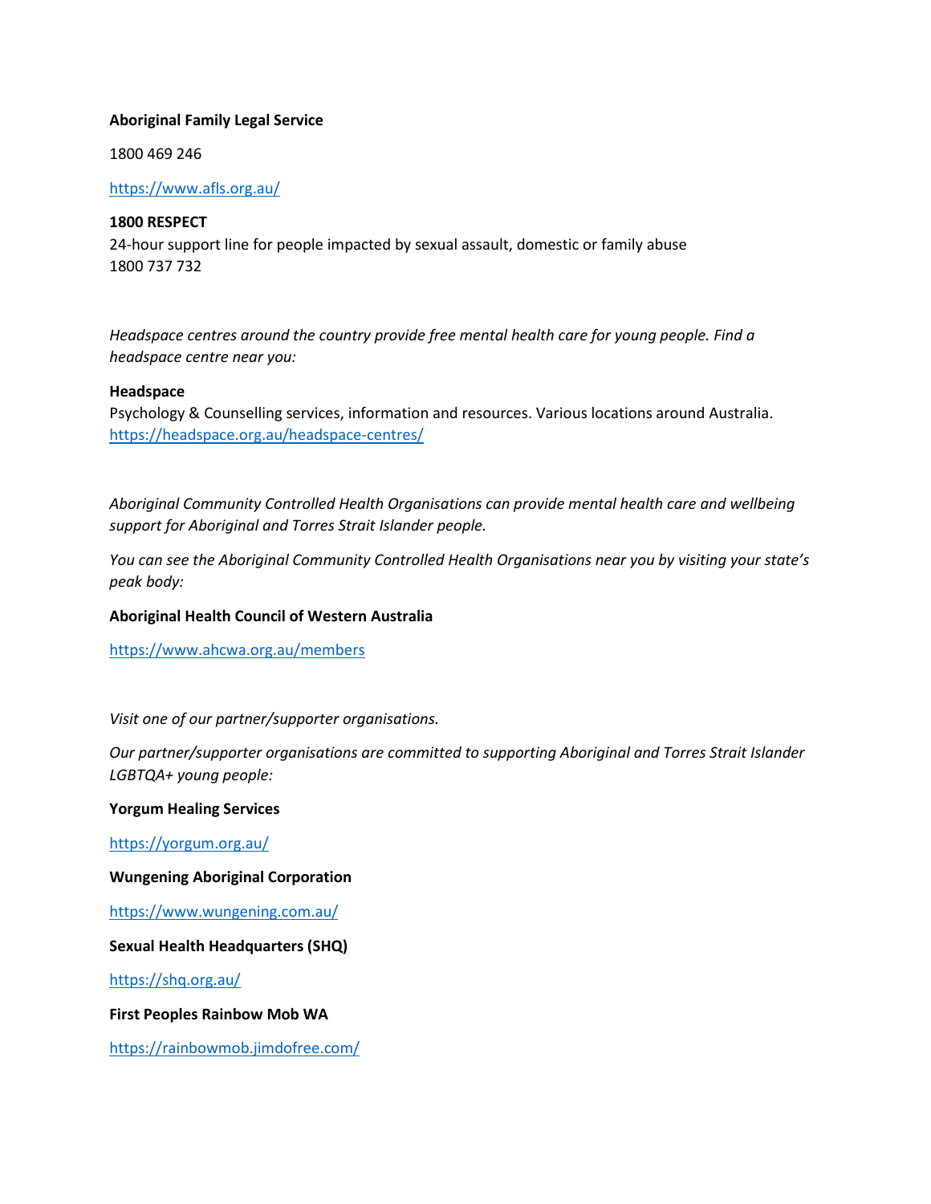**Aboriginal Family Legal Service**

1800 469 246

https://www.afls.org.au/

**1800 RESPECT**
24-hour support line for people impacted by sexual assault, domestic or family abuse
1800 737 732

*Headspace centres around the country provide free mental health care for young people. Find a headspace centre near you:*

**Headspace**
Psychology & Counselling services, information and resources. Various locations around Australia.
https://headspace.org.au/headspace-centres/

*Aboriginal Community Controlled Health Organisations can provide mental health care and wellbeing support for Aboriginal and Torres Strait Islander people.*

*You can see the Aboriginal Community Controlled Health Organisations near you by visiting your state's peak body:*

**Aboriginal Health Council of Western Australia**

https://www.ahcwa.org.au/members

*Visit one of our partner/supporter organisations.*

*Our partner/supporter organisations are committed to supporting Aboriginal and Torres Strait Islander LGBTQA+ young people:*

**Yorgum Healing Services**

https://yorgum.org.au/

**Wungening Aboriginal Corporation**

https://www.wungening.com.au/

**Sexual Health Headquarters (SHQ)**

https://shq.org.au/

**First Peoples Rainbow Mob WA**

https://rainbowmob.jimdofree.com/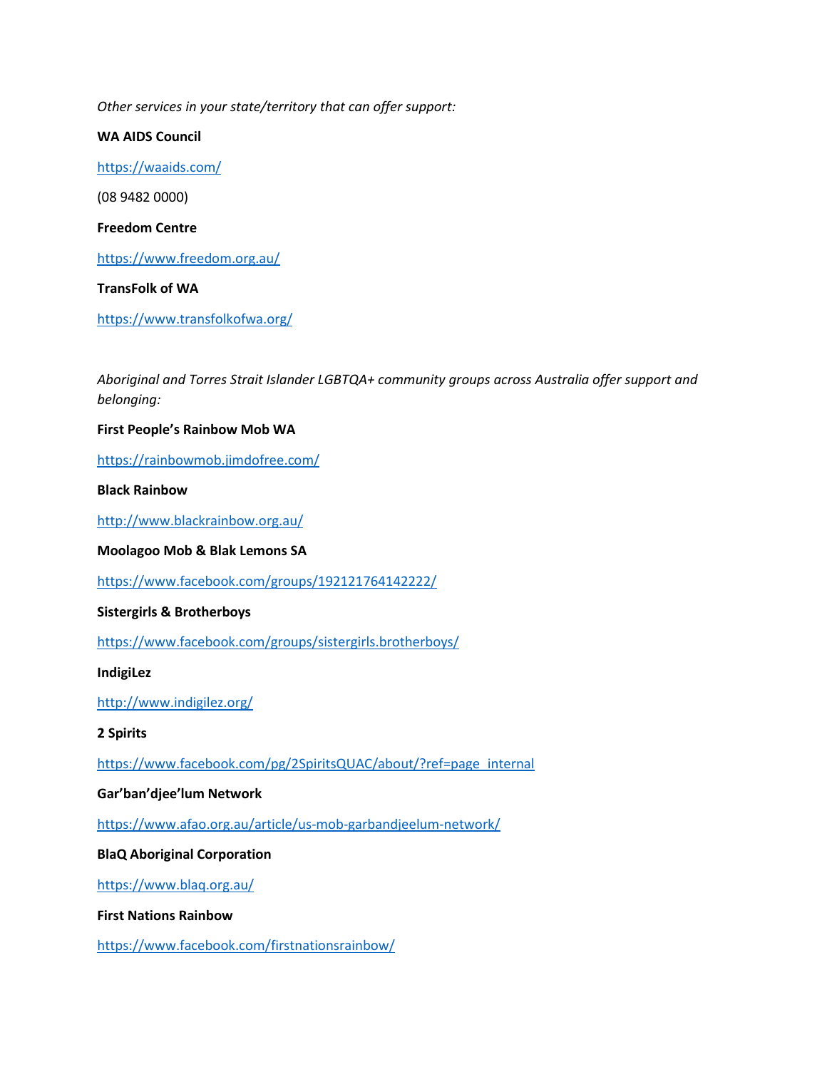*Other services in your state/territory that can offer support:*

**WA AIDS Council**

https://waaids.com/

(08 9482 0000)

**Freedom Centre**

https://www.freedom.org.au/

**TransFolk of WA**

https://www.transfolkofwa.org/

*Aboriginal and Torres Strait Islander LGBTQA+ community groups across Australia offer support and belonging:*

**First People's Rainbow Mob WA**

https://rainbowmob.jimdofree.com/

**Black Rainbow**

http://www.blackrainbow.org.au/

**Moolagoo Mob & Blak Lemons SA**

https://www.facebook.com/groups/192121764142222/

**Sistergirls & Brotherboys**

https://www.facebook.com/groups/sistergirls.brotherboys/

**IndigiLez**

http://www.indigilez.org/

**2 Spirits**

https://www.facebook.com/pg/2SpiritsQUAC/about/?ref=page_internal

**Gar'ban'djee'lum Network**

https://www.afao.org.au/article/us-mob-garbandjeelum-network/

**BlaQ Aboriginal Corporation**

https://www.blaq.org.au/

**First Nations Rainbow**

https://www.facebook.com/firstnationsrainbow/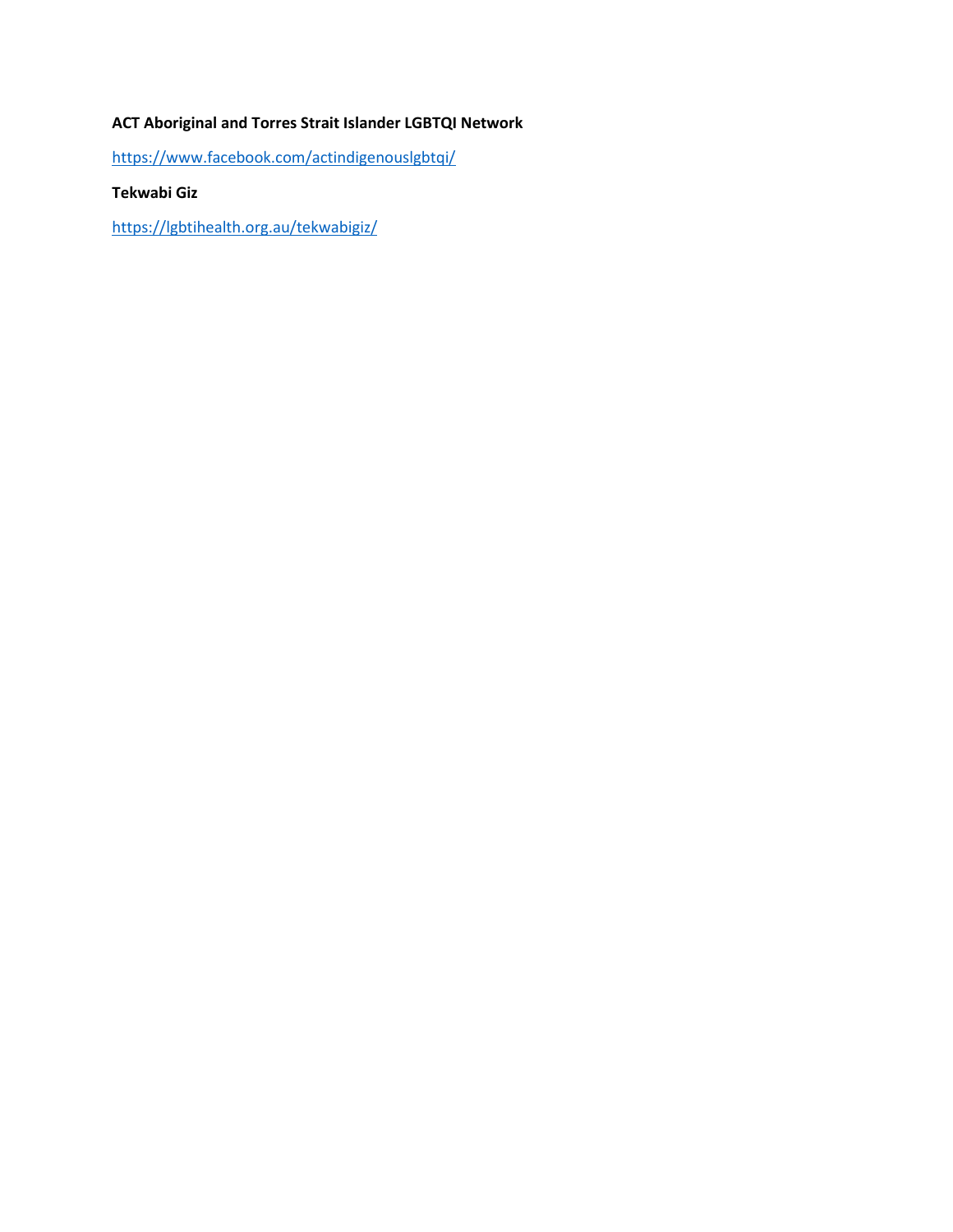**ACT Aboriginal and Torres Strait Islander LGBTQI Network**

https://www.facebook.com/actindigenouslgbtqi/

**Tekwabi Giz**

https://lgbtihealth.org.au/tekwabigiz/